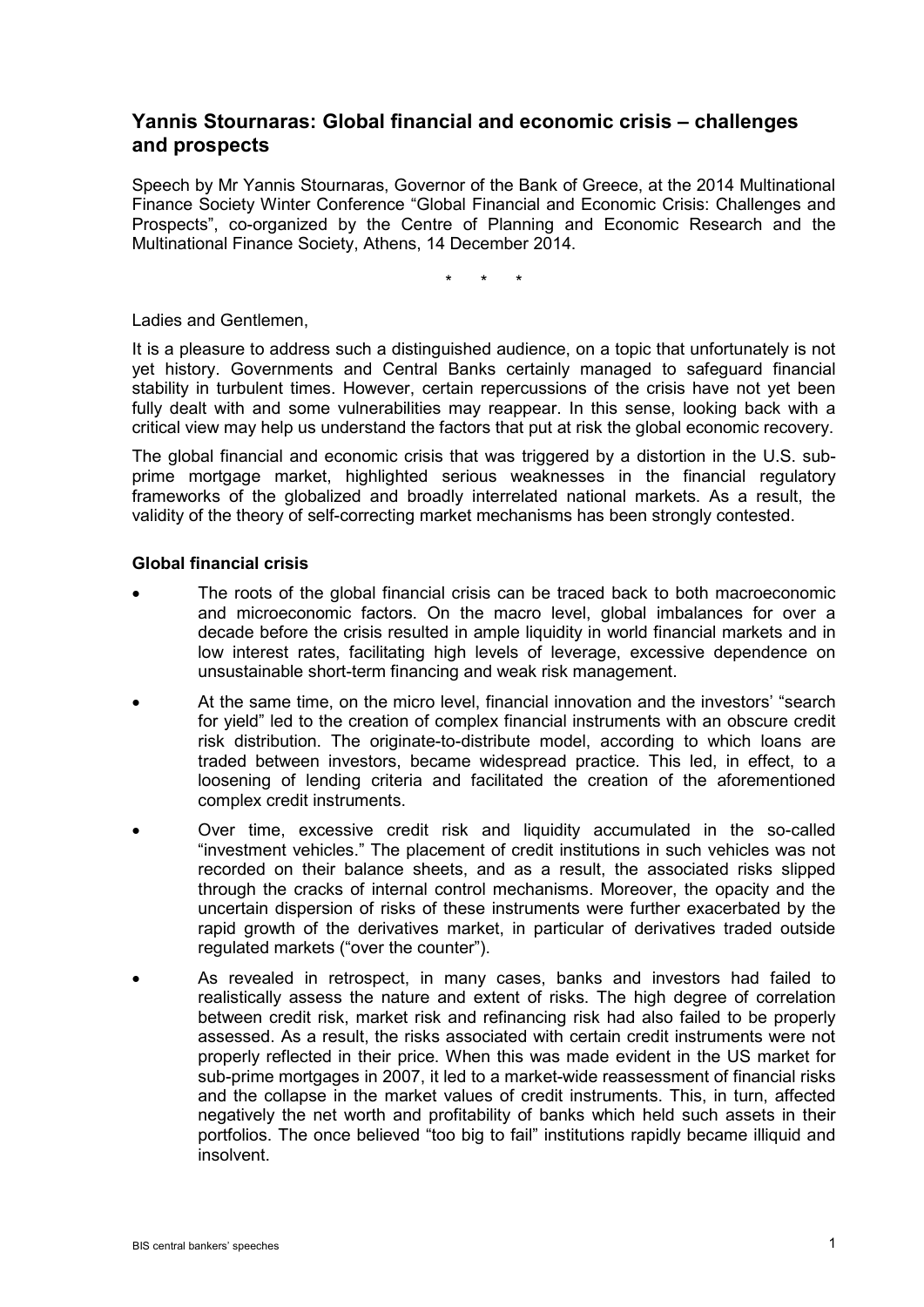# Yannis Stournaras: Global financial and economic crisis – challenges and prospects

Speech by Mr Yannis Stournaras, Governor of the Bank of Greece, at the 2014 Multinational Finance Society Winter Conference "Global Financial and Economic Crisis: Challenges and Prospects", co-organized by the Centre of Planning and Economic Research and the Multinational Finance Society, Athens, 14 December 2014.

\*   \*   \*

Ladies and Gentlemen,

It is a pleasure to address such a distinguished audience, on a topic that unfortunately is not yet history. Governments and Central Banks certainly managed to safeguard financial stability in turbulent times. However, certain repercussions of the crisis have not yet been fully dealt with and some vulnerabilities may reappear. In this sense, looking back with a critical view may help us understand the factors that put at risk the global economic recovery.

The global financial and economic crisis that was triggered by a distortion in the U.S. sub-prime mortgage market, highlighted serious weaknesses in the financial regulatory frameworks of the globalized and broadly interrelated national markets. As a result, the validity of the theory of self-correcting market mechanisms has been strongly contested.

**Global financial crisis**

- The roots of the global financial crisis can be traced back to both macroeconomic and microeconomic factors. On the macro level, global imbalances for over a decade before the crisis resulted in ample liquidity in world financial markets and in low interest rates, facilitating high levels of leverage, excessive dependence on unsustainable short-term financing and weak risk management.
- At the same time, on the micro level, financial innovation and the investors' "search for yield" led to the creation of complex financial instruments with an obscure credit risk distribution. The originate-to-distribute model, according to which loans are traded between investors, became widespread practice. This led, in effect, to a loosening of lending criteria and facilitated the creation of the aforementioned complex credit instruments.
- Over time, excessive credit risk and liquidity accumulated in the so-called "investment vehicles." The placement of credit institutions in such vehicles was not recorded on their balance sheets, and as a result, the associated risks slipped through the cracks of internal control mechanisms. Moreover, the opacity and the uncertain dispersion of risks of these instruments were further exacerbated by the rapid growth of the derivatives market, in particular of derivatives traded outside regulated markets ("over the counter").
- As revealed in retrospect, in many cases, banks and investors had failed to realistically assess the nature and extent of risks. The high degree of correlation between credit risk, market risk and refinancing risk had also failed to be properly assessed. As a result, the risks associated with certain credit instruments were not properly reflected in their price. When this was made evident in the US market for sub-prime mortgages in 2007, it led to a market-wide reassessment of financial risks and the collapse in the market values of credit instruments. This, in turn, affected negatively the net worth and profitability of banks which held such assets in their portfolios. The once believed "too big to fail" institutions rapidly became illiquid and insolvent.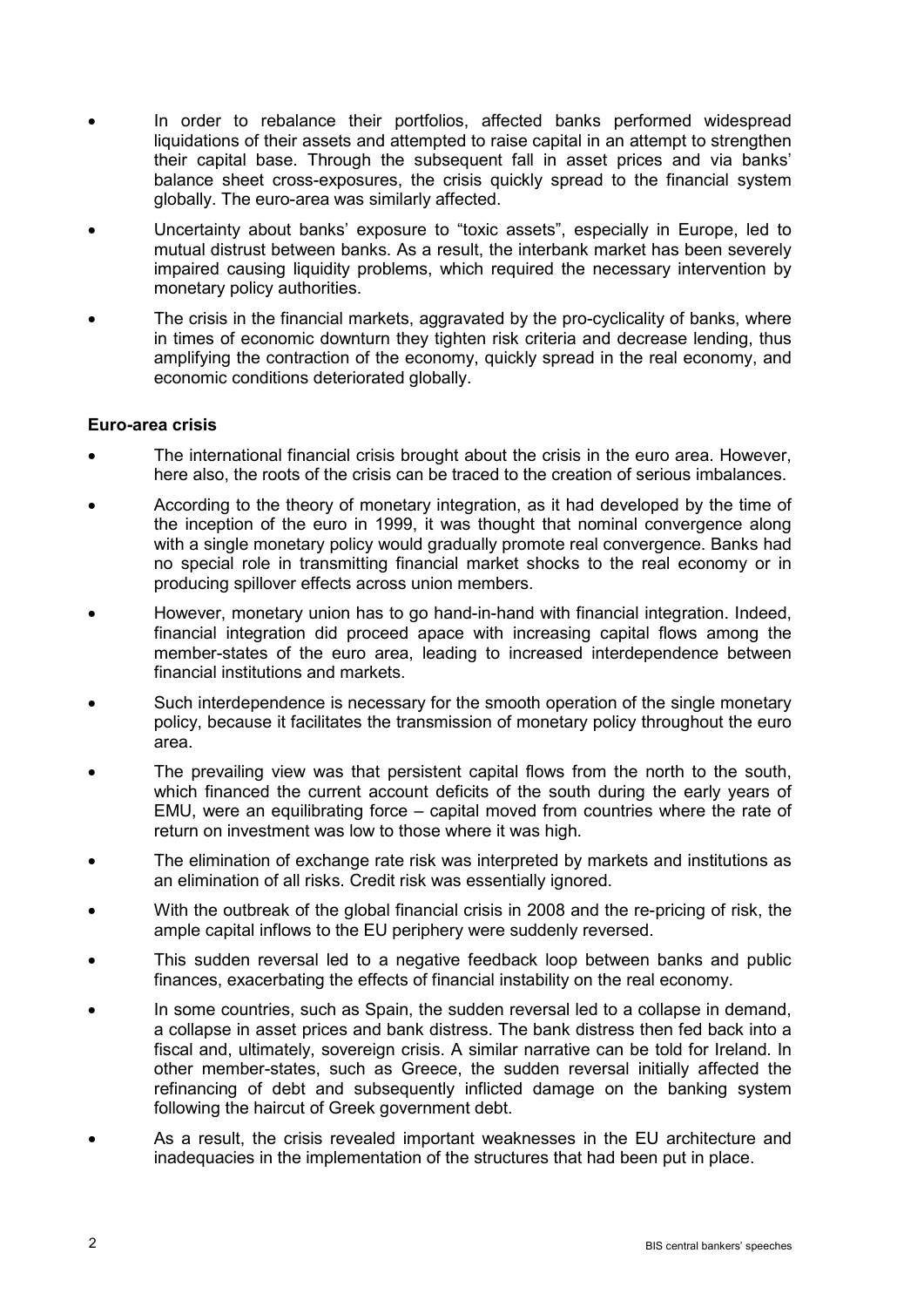- In order to rebalance their portfolios, affected banks performed widespread liquidations of their assets and attempted to raise capital in an attempt to strengthen their capital base. Through the subsequent fall in asset prices and via banks' balance sheet cross-exposures, the crisis quickly spread to the financial system globally. The euro-area was similarly affected.
- Uncertainty about banks' exposure to "toxic assets", especially in Europe, led to mutual distrust between banks. As a result, the interbank market has been severely impaired causing liquidity problems, which required the necessary intervention by monetary policy authorities.
- The crisis in the financial markets, aggravated by the pro-cyclicality of banks, where in times of economic downturn they tighten risk criteria and decrease lending, thus amplifying the contraction of the economy, quickly spread in the real economy, and economic conditions deteriorated globally.

**Euro-area crisis**

- The international financial crisis brought about the crisis in the euro area. However, here also, the roots of the crisis can be traced to the creation of serious imbalances.
- According to the theory of monetary integration, as it had developed by the time of the inception of the euro in 1999, it was thought that nominal convergence along with a single monetary policy would gradually promote real convergence. Banks had no special role in transmitting financial market shocks to the real economy or in producing spillover effects across union members.
- However, monetary union has to go hand-in-hand with financial integration. Indeed, financial integration did proceed apace with increasing capital flows among the member-states of the euro area, leading to increased interdependence between financial institutions and markets.
- Such interdependence is necessary for the smooth operation of the single monetary policy, because it facilitates the transmission of monetary policy throughout the euro area.
- The prevailing view was that persistent capital flows from the north to the south, which financed the current account deficits of the south during the early years of EMU, were an equilibrating force – capital moved from countries where the rate of return on investment was low to those where it was high.
- The elimination of exchange rate risk was interpreted by markets and institutions as an elimination of all risks. Credit risk was essentially ignored.
- With the outbreak of the global financial crisis in 2008 and the re-pricing of risk, the ample capital inflows to the EU periphery were suddenly reversed.
- This sudden reversal led to a negative feedback loop between banks and public finances, exacerbating the effects of financial instability on the real economy.
- In some countries, such as Spain, the sudden reversal led to a collapse in demand, a collapse in asset prices and bank distress. The bank distress then fed back into a fiscal and, ultimately, sovereign crisis. A similar narrative can be told for Ireland. In other member-states, such as Greece, the sudden reversal initially affected the refinancing of debt and subsequently inflicted damage on the banking system following the haircut of Greek government debt.
- As a result, the crisis revealed important weaknesses in the EU architecture and inadequacies in the implementation of the structures that had been put in place.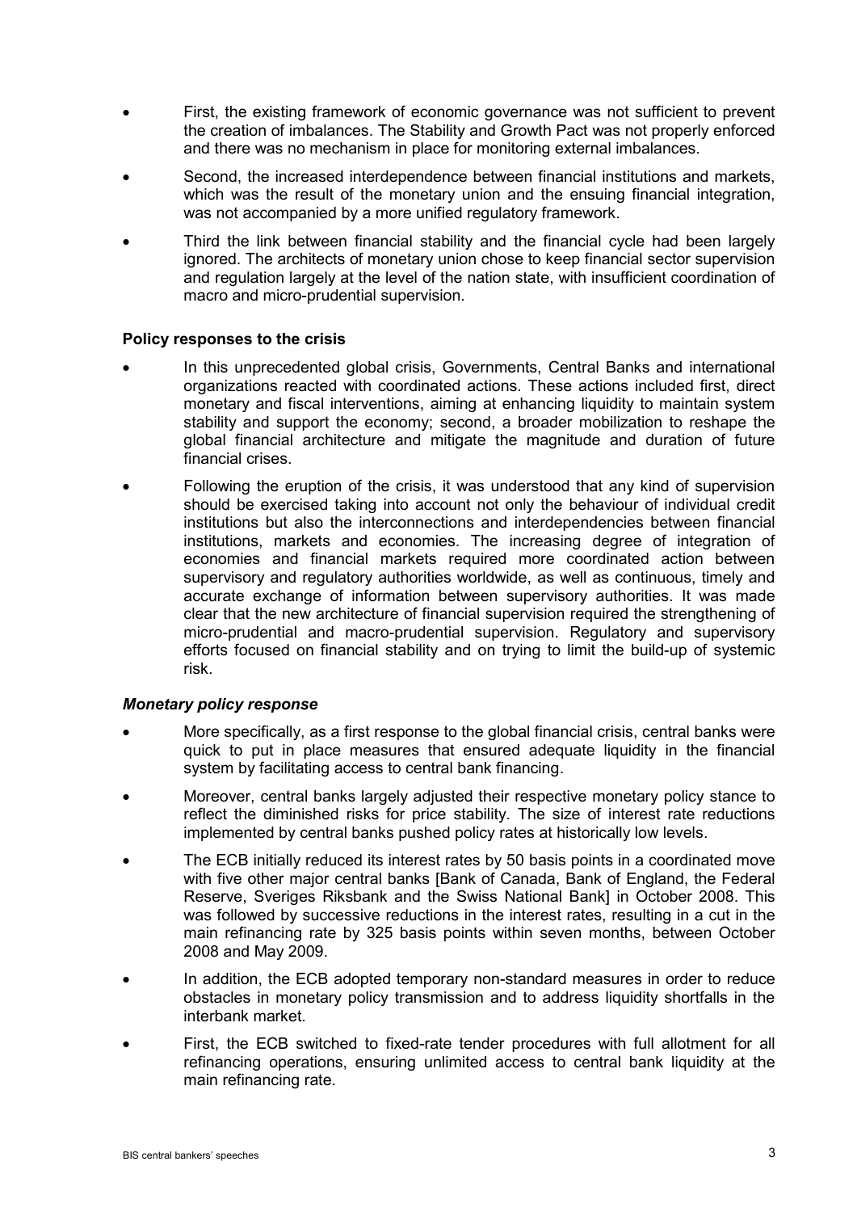- First, the existing framework of economic governance was not sufficient to prevent the creation of imbalances. The Stability and Growth Pact was not properly enforced and there was no mechanism in place for monitoring external imbalances.
- Second, the increased interdependence between financial institutions and markets, which was the result of the monetary union and the ensuing financial integration, was not accompanied by a more unified regulatory framework.
- Third the link between financial stability and the financial cycle had been largely ignored. The architects of monetary union chose to keep financial sector supervision and regulation largely at the level of the nation state, with insufficient coordination of macro and micro-prudential supervision.

**Policy responses to the crisis**

- In this unprecedented global crisis, Governments, Central Banks and international organizations reacted with coordinated actions. These actions included first, direct monetary and fiscal interventions, aiming at enhancing liquidity to maintain system stability and support the economy; second, a broader mobilization to reshape the global financial architecture and mitigate the magnitude and duration of future financial crises.
- Following the eruption of the crisis, it was understood that any kind of supervision should be exercised taking into account not only the behaviour of individual credit institutions but also the interconnections and interdependencies between financial institutions, markets and economies. The increasing degree of integration of economies and financial markets required more coordinated action between supervisory and regulatory authorities worldwide, as well as continuous, timely and accurate exchange of information between supervisory authorities. It was made clear that the new architecture of financial supervision required the strengthening of micro-prudential and macro-prudential supervision. Regulatory and supervisory efforts focused on financial stability and on trying to limit the build-up of systemic risk.

***Monetary policy response***

- More specifically, as a first response to the global financial crisis, central banks were quick to put in place measures that ensured adequate liquidity in the financial system by facilitating access to central bank financing.
- Moreover, central banks largely adjusted their respective monetary policy stance to reflect the diminished risks for price stability. The size of interest rate reductions implemented by central banks pushed policy rates at historically low levels.
- The ECB initially reduced its interest rates by 50 basis points in a coordinated move with five other major central banks [Bank of Canada, Bank of England, the Federal Reserve, Sveriges Riksbank and the Swiss National Bank] in October 2008. This was followed by successive reductions in the interest rates, resulting in a cut in the main refinancing rate by 325 basis points within seven months, between October 2008 and May 2009.
- In addition, the ECB adopted temporary non-standard measures in order to reduce obstacles in monetary policy transmission and to address liquidity shortfalls in the interbank market.
- First, the ECB switched to fixed-rate tender procedures with full allotment for all refinancing operations, ensuring unlimited access to central bank liquidity at the main refinancing rate.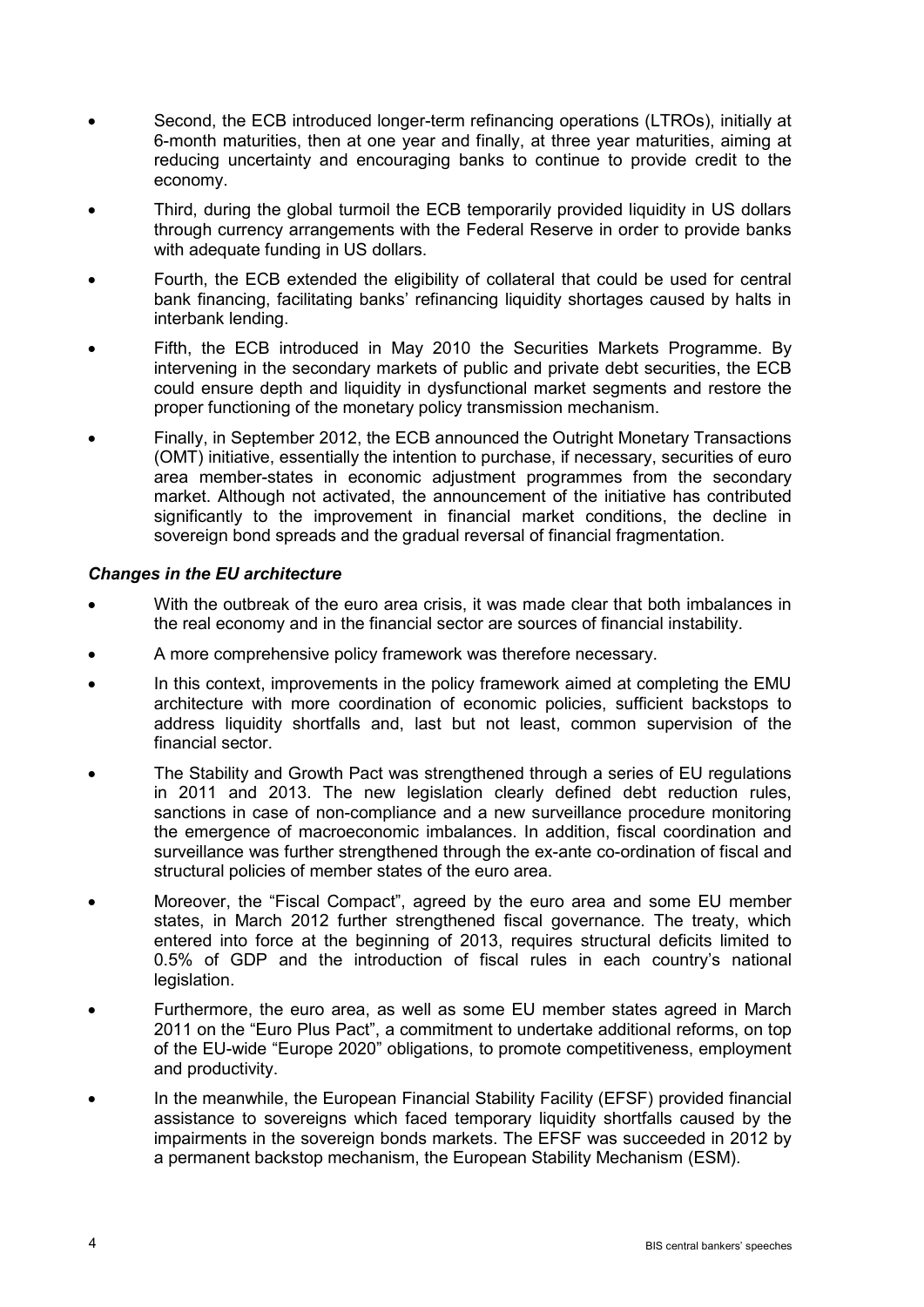- Second, the ECB introduced longer-term refinancing operations (LTROs), initially at 6-month maturities, then at one year and finally, at three year maturities, aiming at reducing uncertainty and encouraging banks to continue to provide credit to the economy.
- Third, during the global turmoil the ECB temporarily provided liquidity in US dollars through currency arrangements with the Federal Reserve in order to provide banks with adequate funding in US dollars.
- Fourth, the ECB extended the eligibility of collateral that could be used for central bank financing, facilitating banks' refinancing liquidity shortages caused by halts in interbank lending.
- Fifth, the ECB introduced in May 2010 the Securities Markets Programme. By intervening in the secondary markets of public and private debt securities, the ECB could ensure depth and liquidity in dysfunctional market segments and restore the proper functioning of the monetary policy transmission mechanism.
- Finally, in September 2012, the ECB announced the Outright Monetary Transactions (OMT) initiative, essentially the intention to purchase, if necessary, securities of euro area member-states in economic adjustment programmes from the secondary market. Although not activated, the announcement of the initiative has contributed significantly to the improvement in financial market conditions, the decline in sovereign bond spreads and the gradual reversal of financial fragmentation.

***Changes in the EU architecture***

- With the outbreak of the euro area crisis, it was made clear that both imbalances in the real economy and in the financial sector are sources of financial instability.
- A more comprehensive policy framework was therefore necessary.
- In this context, improvements in the policy framework aimed at completing the EMU architecture with more coordination of economic policies, sufficient backstops to address liquidity shortfalls and, last but not least, common supervision of the financial sector.
- The Stability and Growth Pact was strengthened through a series of EU regulations in 2011 and 2013. The new legislation clearly defined debt reduction rules, sanctions in case of non-compliance and a new surveillance procedure monitoring the emergence of macroeconomic imbalances. In addition, fiscal coordination and surveillance was further strengthened through the ex-ante co-ordination of fiscal and structural policies of member states of the euro area.
- Moreover, the "Fiscal Compact", agreed by the euro area and some EU member states, in March 2012 further strengthened fiscal governance. The treaty, which entered into force at the beginning of 2013, requires structural deficits limited to 0.5% of GDP and the introduction of fiscal rules in each country's national legislation.
- Furthermore, the euro area, as well as some EU member states agreed in March 2011 on the "Euro Plus Pact", a commitment to undertake additional reforms, on top of the EU-wide "Europe 2020" obligations, to promote competitiveness, employment and productivity.
- In the meanwhile, the European Financial Stability Facility (EFSF) provided financial assistance to sovereigns which faced temporary liquidity shortfalls caused by the impairments in the sovereign bonds markets. The EFSF was succeeded in 2012 by a permanent backstop mechanism, the European Stability Mechanism (ESM).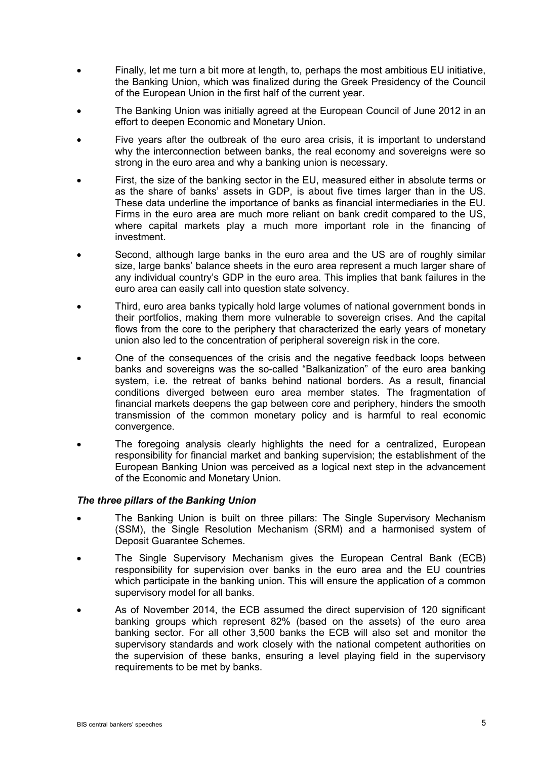- Finally, let me turn a bit more at length, to, perhaps the most ambitious EU initiative, the Banking Union, which was finalized during the Greek Presidency of the Council of the European Union in the first half of the current year.
- The Banking Union was initially agreed at the European Council of June 2012 in an effort to deepen Economic and Monetary Union.
- Five years after the outbreak of the euro area crisis, it is important to understand why the interconnection between banks, the real economy and sovereigns were so strong in the euro area and why a banking union is necessary.
- First, the size of the banking sector in the EU, measured either in absolute terms or as the share of banks' assets in GDP, is about five times larger than in the US. These data underline the importance of banks as financial intermediaries in the EU. Firms in the euro area are much more reliant on bank credit compared to the US, where capital markets play a much more important role in the financing of investment.
- Second, although large banks in the euro area and the US are of roughly similar size, large banks' balance sheets in the euro area represent a much larger share of any individual country's GDP in the euro area. This implies that bank failures in the euro area can easily call into question state solvency.
- Third, euro area banks typically hold large volumes of national government bonds in their portfolios, making them more vulnerable to sovereign crises. And the capital flows from the core to the periphery that characterized the early years of monetary union also led to the concentration of peripheral sovereign risk in the core.
- One of the consequences of the crisis and the negative feedback loops between banks and sovereigns was the so-called "Balkanization" of the euro area banking system, i.e. the retreat of banks behind national borders. As a result, financial conditions diverged between euro area member states. The fragmentation of financial markets deepens the gap between core and periphery, hinders the smooth transmission of the common monetary policy and is harmful to real economic convergence.
- The foregoing analysis clearly highlights the need for a centralized, European responsibility for financial market and banking supervision; the establishment of the European Banking Union was perceived as a logical next step in the advancement of the Economic and Monetary Union.

### *The three pillars of the Banking Union*

- The Banking Union is built on three pillars: The Single Supervisory Mechanism (SSM), the Single Resolution Mechanism (SRM) and a harmonised system of Deposit Guarantee Schemes.
- The Single Supervisory Mechanism gives the European Central Bank (ECB) responsibility for supervision over banks in the euro area and the EU countries which participate in the banking union. This will ensure the application of a common supervisory model for all banks.
- As of November 2014, the ECB assumed the direct supervision of 120 significant banking groups which represent 82% (based on the assets) of the euro area banking sector. For all other 3,500 banks the ECB will also set and monitor the supervisory standards and work closely with the national competent authorities on the supervision of these banks, ensuring a level playing field in the supervisory requirements to be met by banks.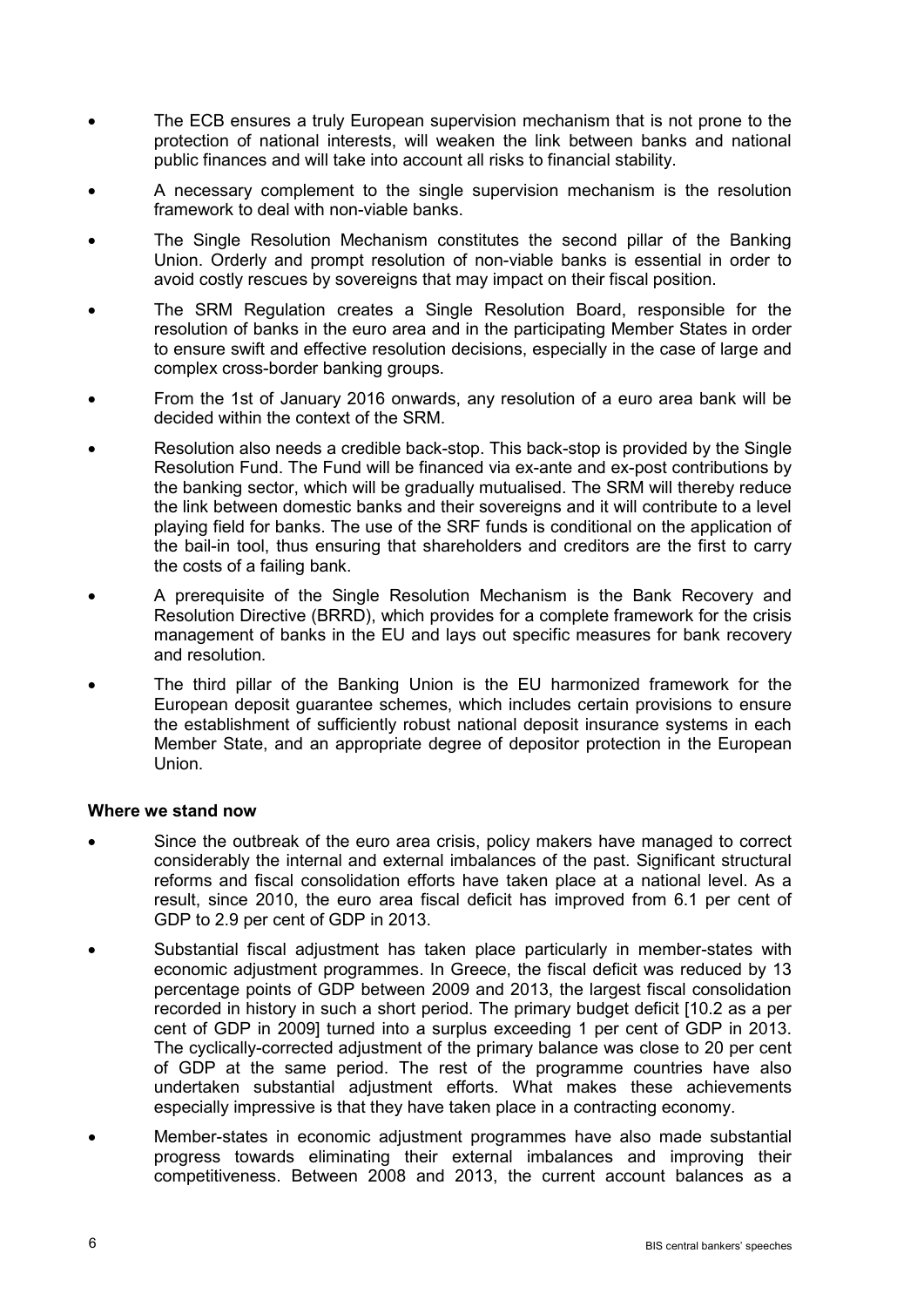- The ECB ensures a truly European supervision mechanism that is not prone to the protection of national interests, will weaken the link between banks and national public finances and will take into account all risks to financial stability.
- A necessary complement to the single supervision mechanism is the resolution framework to deal with non-viable banks.
- The Single Resolution Mechanism constitutes the second pillar of the Banking Union. Orderly and prompt resolution of non-viable banks is essential in order to avoid costly rescues by sovereigns that may impact on their fiscal position.
- The SRM Regulation creates a Single Resolution Board, responsible for the resolution of banks in the euro area and in the participating Member States in order to ensure swift and effective resolution decisions, especially in the case of large and complex cross-border banking groups.
- From the 1st of January 2016 onwards, any resolution of a euro area bank will be decided within the context of the SRM.
- Resolution also needs a credible back-stop. This back-stop is provided by the Single Resolution Fund. The Fund will be financed via ex-ante and ex-post contributions by the banking sector, which will be gradually mutualised. The SRM will thereby reduce the link between domestic banks and their sovereigns and it will contribute to a level playing field for banks. The use of the SRF funds is conditional on the application of the bail-in tool, thus ensuring that shareholders and creditors are the first to carry the costs of a failing bank.
- A prerequisite of the Single Resolution Mechanism is the Bank Recovery and Resolution Directive (BRRD), which provides for a complete framework for the crisis management of banks in the EU and lays out specific measures for bank recovery and resolution.
- The third pillar of the Banking Union is the EU harmonized framework for the European deposit guarantee schemes, which includes certain provisions to ensure the establishment of sufficiently robust national deposit insurance systems in each Member State, and an appropriate degree of depositor protection in the European Union.

**Where we stand now**

- Since the outbreak of the euro area crisis, policy makers have managed to correct considerably the internal and external imbalances of the past. Significant structural reforms and fiscal consolidation efforts have taken place at a national level. As a result, since 2010, the euro area fiscal deficit has improved from 6.1 per cent of GDP to 2.9 per cent of GDP in 2013.
- Substantial fiscal adjustment has taken place particularly in member-states with economic adjustment programmes. In Greece, the fiscal deficit was reduced by 13 percentage points of GDP between 2009 and 2013, the largest fiscal consolidation recorded in history in such a short period. The primary budget deficit [10.2 as a per cent of GDP in 2009] turned into a surplus exceeding 1 per cent of GDP in 2013. The cyclically-corrected adjustment of the primary balance was close to 20 per cent of GDP at the same period. The rest of the programme countries have also undertaken substantial adjustment efforts. What makes these achievements especially impressive is that they have taken place in a contracting economy.
- Member-states in economic adjustment programmes have also made substantial progress towards eliminating their external imbalances and improving their competitiveness. Between 2008 and 2013, the current account balances as a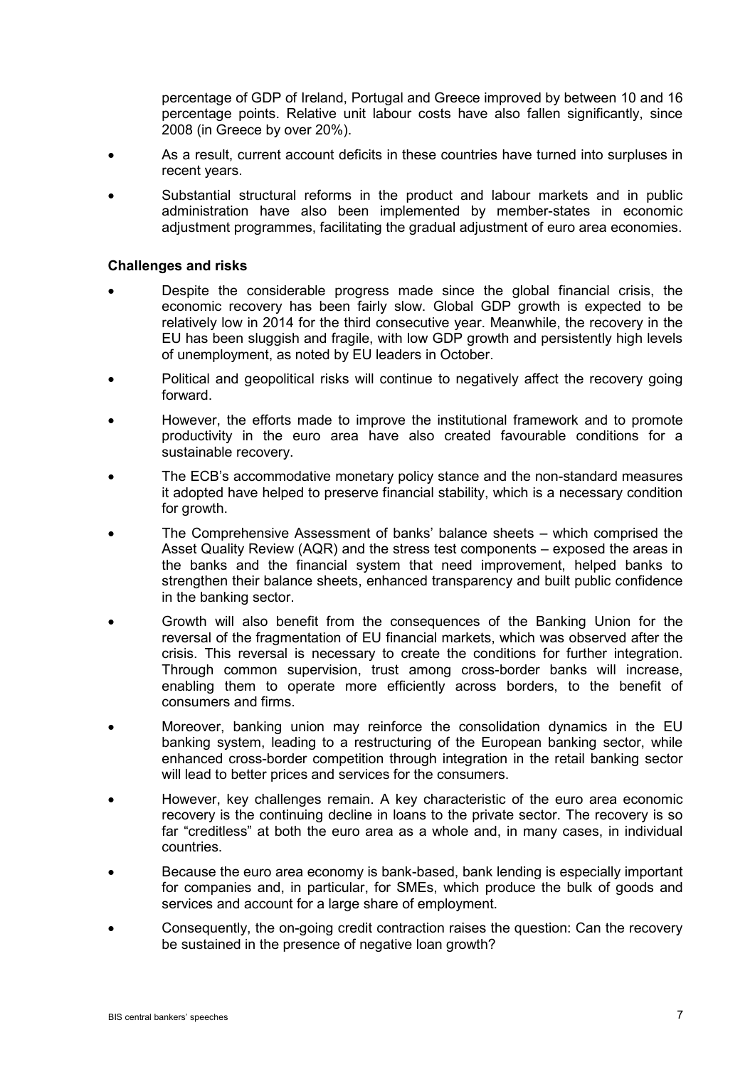percentage of GDP of Ireland, Portugal and Greece improved by between 10 and 16 percentage points. Relative unit labour costs have also fallen significantly, since 2008 (in Greece by over 20%).

- As a result, current account deficits in these countries have turned into surpluses in recent years.
- Substantial structural reforms in the product and labour markets and in public administration have also been implemented by member-states in economic adjustment programmes, facilitating the gradual adjustment of euro area economies.

**Challenges and risks**

- Despite the considerable progress made since the global financial crisis, the economic recovery has been fairly slow. Global GDP growth is expected to be relatively low in 2014 for the third consecutive year. Meanwhile, the recovery in the EU has been sluggish and fragile, with low GDP growth and persistently high levels of unemployment, as noted by EU leaders in October.
- Political and geopolitical risks will continue to negatively affect the recovery going forward.
- However, the efforts made to improve the institutional framework and to promote productivity in the euro area have also created favourable conditions for a sustainable recovery.
- The ECB's accommodative monetary policy stance and the non-standard measures it adopted have helped to preserve financial stability, which is a necessary condition for growth.
- The Comprehensive Assessment of banks' balance sheets – which comprised the Asset Quality Review (AQR) and the stress test components – exposed the areas in the banks and the financial system that need improvement, helped banks to strengthen their balance sheets, enhanced transparency and built public confidence in the banking sector.
- Growth will also benefit from the consequences of the Banking Union for the reversal of the fragmentation of EU financial markets, which was observed after the crisis. This reversal is necessary to create the conditions for further integration. Through common supervision, trust among cross-border banks will increase, enabling them to operate more efficiently across borders, to the benefit of consumers and firms.
- Moreover, banking union may reinforce the consolidation dynamics in the EU banking system, leading to a restructuring of the European banking sector, while enhanced cross-border competition through integration in the retail banking sector will lead to better prices and services for the consumers.
- However, key challenges remain. A key characteristic of the euro area economic recovery is the continuing decline in loans to the private sector. The recovery is so far "creditless" at both the euro area as a whole and, in many cases, in individual countries.
- Because the euro area economy is bank-based, bank lending is especially important for companies and, in particular, for SMEs, which produce the bulk of goods and services and account for a large share of employment.
- Consequently, the on-going credit contraction raises the question: Can the recovery be sustained in the presence of negative loan growth?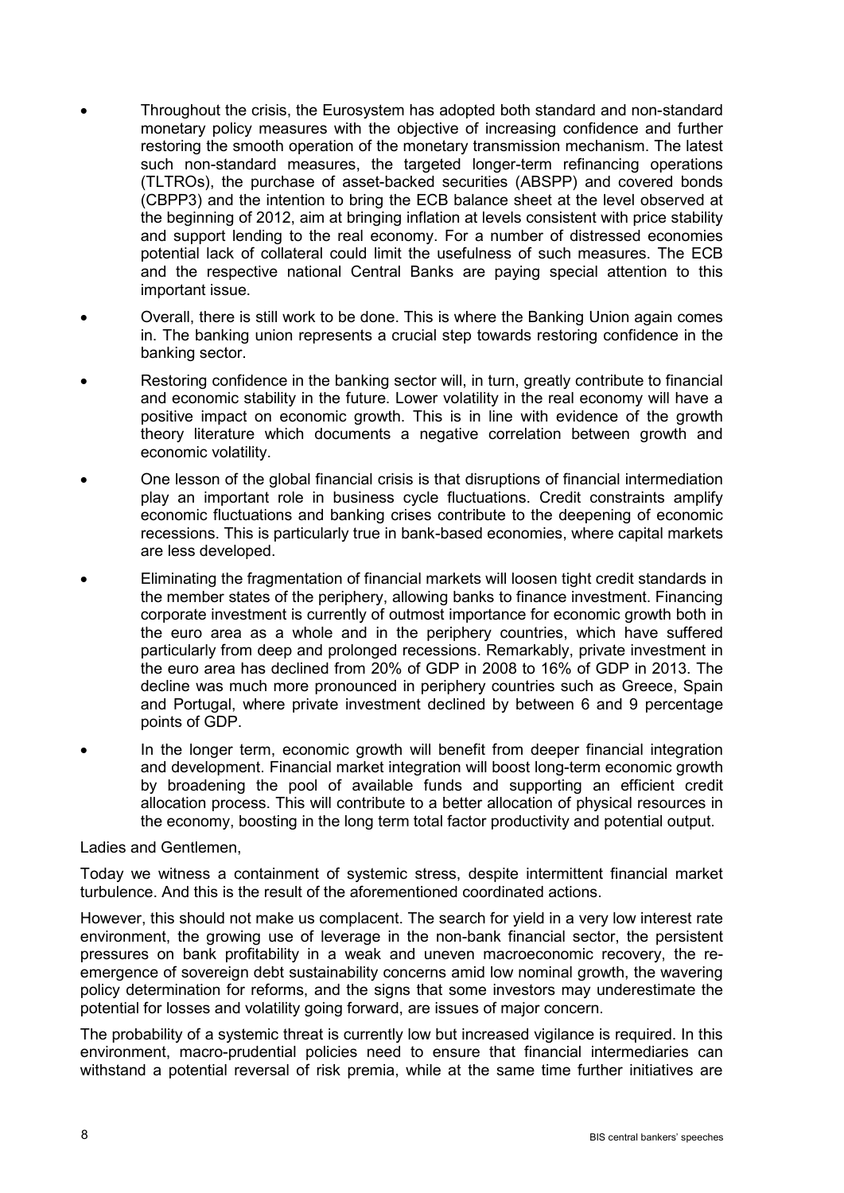- Throughout the crisis, the Eurosystem has adopted both standard and non-standard monetary policy measures with the objective of increasing confidence and further restoring the smooth operation of the monetary transmission mechanism. The latest such non-standard measures, the targeted longer-term refinancing operations (TLTROs), the purchase of asset-backed securities (ABSPP) and covered bonds (CBPP3) and the intention to bring the ECB balance sheet at the level observed at the beginning of 2012, aim at bringing inflation at levels consistent with price stability and support lending to the real economy. For a number of distressed economies potential lack of collateral could limit the usefulness of such measures. The ECB and the respective national Central Banks are paying special attention to this important issue.
- Overall, there is still work to be done. This is where the Banking Union again comes in. The banking union represents a crucial step towards restoring confidence in the banking sector.
- Restoring confidence in the banking sector will, in turn, greatly contribute to financial and economic stability in the future. Lower volatility in the real economy will have a positive impact on economic growth. This is in line with evidence of the growth theory literature which documents a negative correlation between growth and economic volatility.
- One lesson of the global financial crisis is that disruptions of financial intermediation play an important role in business cycle fluctuations. Credit constraints amplify economic fluctuations and banking crises contribute to the deepening of economic recessions. This is particularly true in bank-based economies, where capital markets are less developed.
- Eliminating the fragmentation of financial markets will loosen tight credit standards in the member states of the periphery, allowing banks to finance investment. Financing corporate investment is currently of outmost importance for economic growth both in the euro area as a whole and in the periphery countries, which have suffered particularly from deep and prolonged recessions. Remarkably, private investment in the euro area has declined from 20% of GDP in 2008 to 16% of GDP in 2013. The decline was much more pronounced in periphery countries such as Greece, Spain and Portugal, where private investment declined by between 6 and 9 percentage points of GDP.
- In the longer term, economic growth will benefit from deeper financial integration and development. Financial market integration will boost long-term economic growth by broadening the pool of available funds and supporting an efficient credit allocation process. This will contribute to a better allocation of physical resources in the economy, boosting in the long term total factor productivity and potential output.

Ladies and Gentlemen,

Today we witness a containment of systemic stress, despite intermittent financial market turbulence. And this is the result of the aforementioned coordinated actions.

However, this should not make us complacent. The search for yield in a very low interest rate environment, the growing use of leverage in the non-bank financial sector, the persistent pressures on bank profitability in a weak and uneven macroeconomic recovery, the re-emergence of sovereign debt sustainability concerns amid low nominal growth, the wavering policy determination for reforms, and the signs that some investors may underestimate the potential for losses and volatility going forward, are issues of major concern.

The probability of a systemic threat is currently low but increased vigilance is required. In this environment, macro-prudential policies need to ensure that financial intermediaries can withstand a potential reversal of risk premia, while at the same time further initiatives are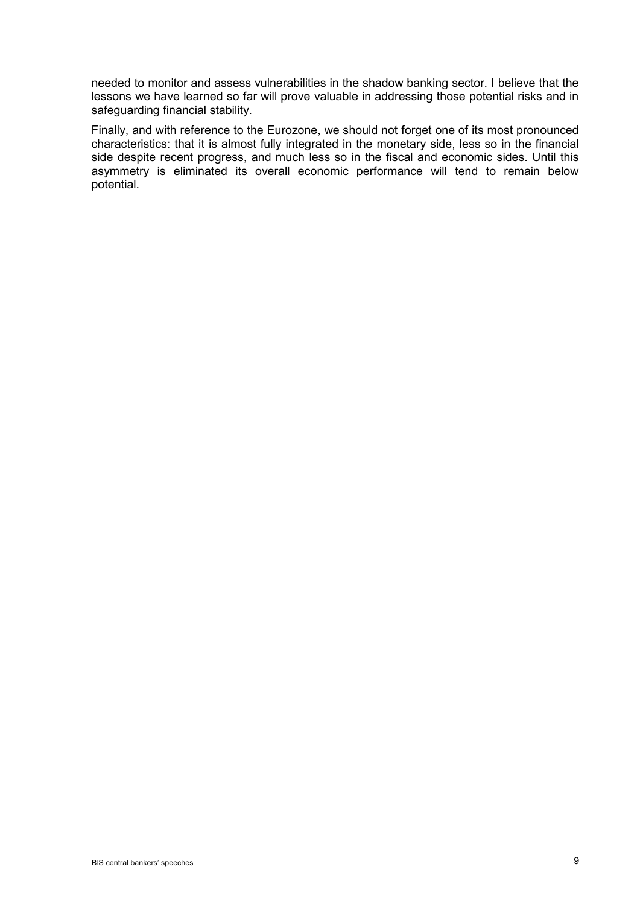needed to monitor and assess vulnerabilities in the shadow banking sector. I believe that the lessons we have learned so far will prove valuable in addressing those potential risks and in safeguarding financial stability.

Finally, and with reference to the Eurozone, we should not forget one of its most pronounced characteristics: that it is almost fully integrated in the monetary side, less so in the financial side despite recent progress, and much less so in the fiscal and economic sides. Until this asymmetry is eliminated its overall economic performance will tend to remain below potential.